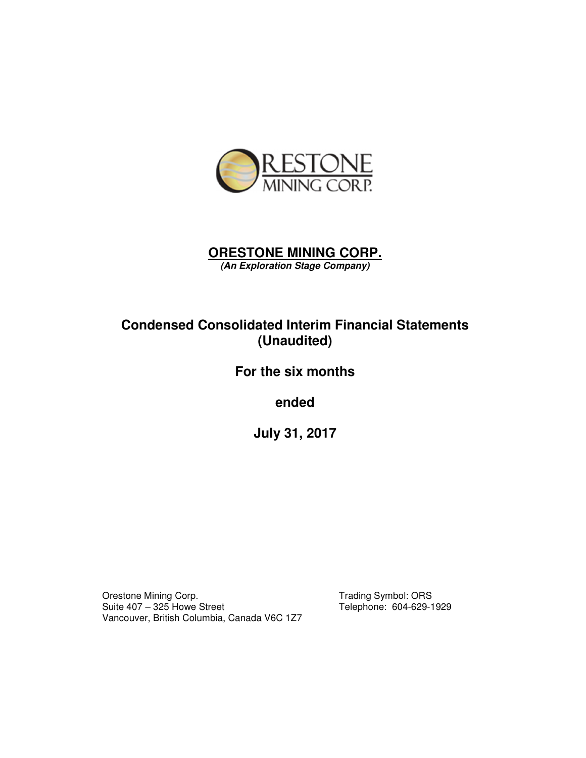# ORESTONE MINING CORP.

***(An Exploration Stage Company)***

## Condensed Consolidated Interim Financial Statements (Unaudited)

## For the six months

## ended

## July 31, 2017

Orestone Mining Corp.
Suite 407 – 325 Howe Street
Vancouver, British Columbia, Canada V6C 1Z7

Trading Symbol: ORS
Telephone: 604-629-1929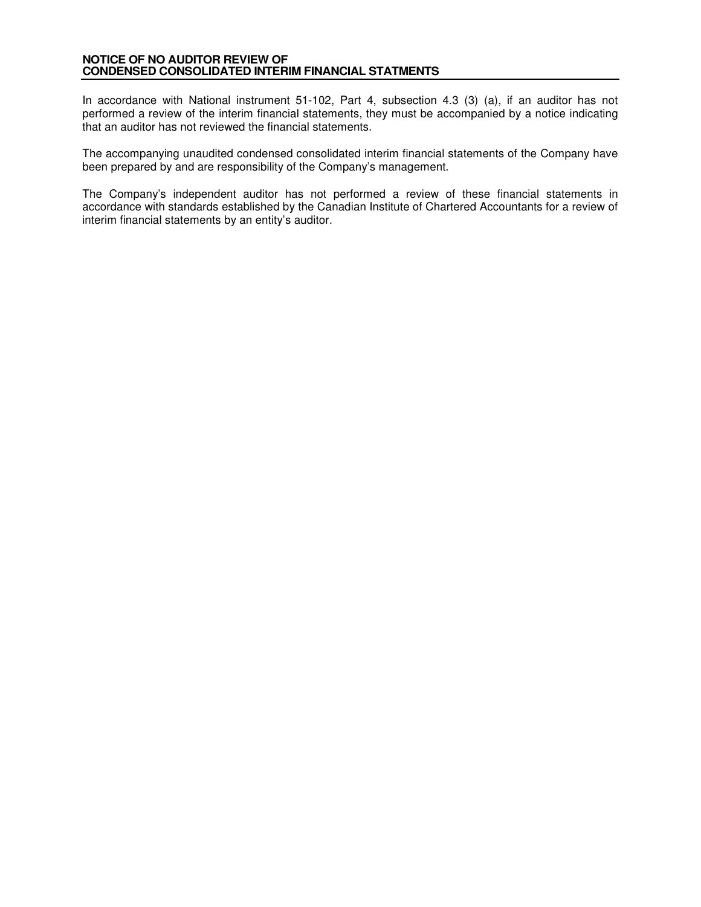## NOTICE OF NO AUDITOR REVIEW OF CONDENSED CONSOLIDATED INTERIM FINANCIAL STATMENTS

In accordance with National instrument 51-102, Part 4, subsection 4.3 (3) (a), if an auditor has not performed a review of the interim financial statements, they must be accompanied by a notice indicating that an auditor has not reviewed the financial statements.

The accompanying unaudited condensed consolidated interim financial statements of the Company have been prepared by and are responsibility of the Company's management.

The Company's independent auditor has not performed a review of these financial statements in accordance with standards established by the Canadian Institute of Chartered Accountants for a review of interim financial statements by an entity's auditor.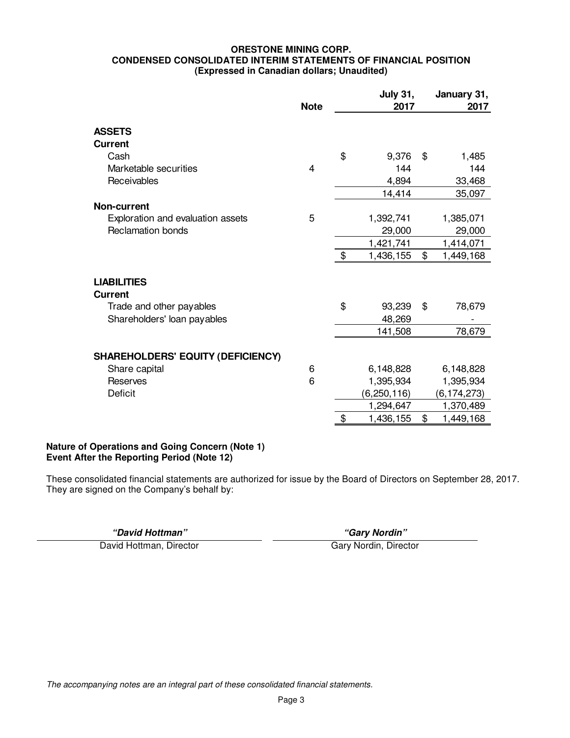**ORESTONE MINING CORP.**
**CONDENSED CONSOLIDATED INTERIM STATEMENTS OF FINANCIAL POSITION**
**(Expressed in Canadian dollars; Unaudited)**

| | Note | July 31, 2017 | January 31, 2017 |
|---|---|---|---|
| **ASSETS** | | | |
| **Current** | | | |
| Cash | | $ 9,376 | $ 1,485 |
| Marketable securities | 4 | 144 | 144 |
| Receivables | | 4,894 | 33,468 |
| | | 14,414 | 35,097 |
| **Non-current** | | | |
| Exploration and evaluation assets | 5 | 1,392,741 | 1,385,071 |
| Reclamation bonds | | 29,000 | 29,000 |
| | | 1,421,741 | 1,414,071 |
| | | $ 1,436,155 | $ 1,449,168 |
| **LIABILITIES** | | | |
| **Current** | | | |
| Trade and other payables | | $ 93,239 | $ 78,679 |
| Shareholders' loan payables | | 48,269 | - |
| | | 141,508 | 78,679 |
| **SHAREHOLDERS' EQUITY (DEFICIENCY)** | | | |
| Share capital | 6 | 6,148,828 | 6,148,828 |
| Reserves | 6 | 1,395,934 | 1,395,934 |
| Deficit | | (6,250,116) | (6,174,273) |
| | | 1,294,647 | 1,370,489 |
| | | $ 1,436,155 | $ 1,449,168 |

**Nature of Operations and Going Concern (Note 1)**
**Event After the Reporting Period (Note 12)**

These consolidated financial statements are authorized for issue by the Board of Directors on September 28, 2017. They are signed on the Company's behalf by:

| ***"David Hottman"*** | ***"Gary Nordin"*** |
|---|---|
| David Hottman, Director | Gary Nordin, Director |

*The accompanying notes are an integral part of these consolidated financial statements.*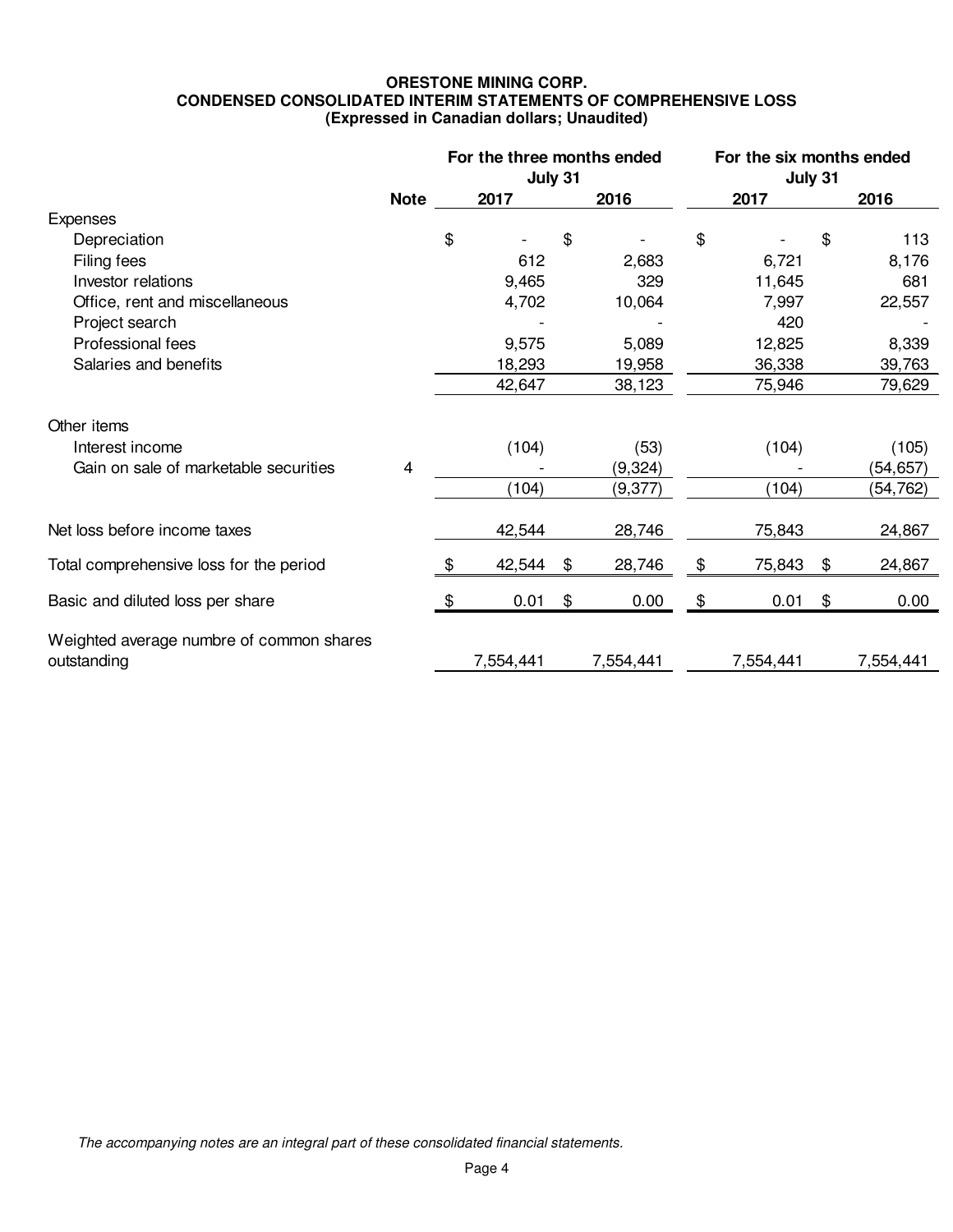**ORESTONE MINING CORP.**
**CONDENSED CONSOLIDATED INTERIM STATEMENTS OF COMPREHENSIVE LOSS**
**(Expressed in Canadian dollars; Unaudited)**

| | Note | For the three months ended July 31 | | For the six months ended July 31 | |
|---|---|---|---|---|---|
| | | 2017 | 2016 | 2017 | 2016 |
| Expenses | | | | | |
| Depreciation | | $ - | $ - | $ - | $ 113 |
| Filing fees | | 612 | 2,683 | 6,721 | 8,176 |
| Investor relations | | 9,465 | 329 | 11,645 | 681 |
| Office, rent and miscellaneous | | 4,702 | 10,064 | 7,997 | 22,557 |
| Project search | | - | - | 420 | - |
| Professional fees | | 9,575 | 5,089 | 12,825 | 8,339 |
| Salaries and benefits | | 18,293 | 19,958 | 36,338 | 39,763 |
| | | 42,647 | 38,123 | 75,946 | 79,629 |
| Other items | | | | | |
| Interest income | | (104) | (53) | (104) | (105) |
| Gain on sale of marketable securities | 4 | - | (9,324) | - | (54,657) |
| | | (104) | (9,377) | (104) | (54,762) |
| Net loss before income taxes | | 42,544 | 28,746 | 75,843 | 24,867 |
| Total comprehensive loss for the period | | $ 42,544 | $ 28,746 | $ 75,843 | $ 24,867 |
| Basic and diluted loss per share | | $ 0.01 | $ 0.00 | $ 0.01 | $ 0.00 |
| Weighted average numbre of common shares outstanding | | 7,554,441 | 7,554,441 | 7,554,441 | 7,554,441 |

*The accompanying notes are an integral part of these consolidated financial statements.*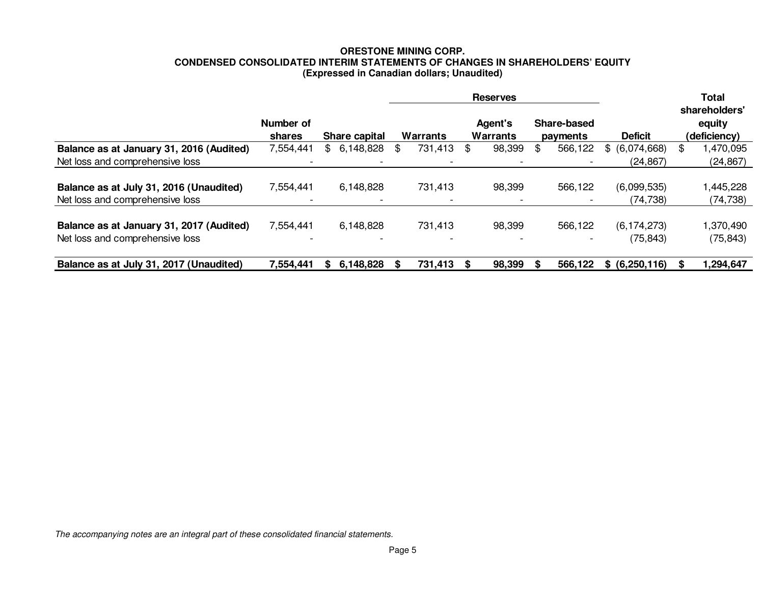**ORESTONE MINING CORP.**
**CONDENSED CONSOLIDATED INTERIM STATEMENTS OF CHANGES IN SHAREHOLDERS' EQUITY**
**(Expressed in Canadian dollars; Unaudited)**

| | | | Reserves | | | | |
|---|---|---|---|---|---|---|---|
| | **Number of shares** | **Share capital** | **Warrants** | **Agent's Warrants** | **Share-based payments** | **Deficit** | **Total shareholders' equity (deficiency)** |
| **Balance as at January 31, 2016 (Audited)** | 7,554,441 | $ 6,148,828 | $ 731,413 | $ 98,399 | $ 566,122 | $ (6,074,668) | $ 1,470,095 |
| Net loss and comprehensive loss | - | - | - | - | - | (24,867) | (24,867) |
| **Balance as at July 31, 2016 (Unaudited)** | 7,554,441 | 6,148,828 | 731,413 | 98,399 | 566,122 | (6,099,535) | 1,445,228 |
| Net loss and comprehensive loss | - | - | - | - | - | (74,738) | (74,738) |
| **Balance as at January 31, 2017 (Audited)** | 7,554,441 | 6,148,828 | 731,413 | 98,399 | 566,122 | (6,174,273) | 1,370,490 |
| Net loss and comprehensive loss | - | - | - | - | - | (75,843) | (75,843) |
| **Balance as at July 31, 2017 (Unaudited)** | **7,554,441** | **$ 6,148,828** | **$ 731,413** | **$ 98,399** | **$ 566,122** | **$ (6,250,116)** | **$ 1,294,647** |

*The accompanying notes are an integral part of these consolidated financial statements.*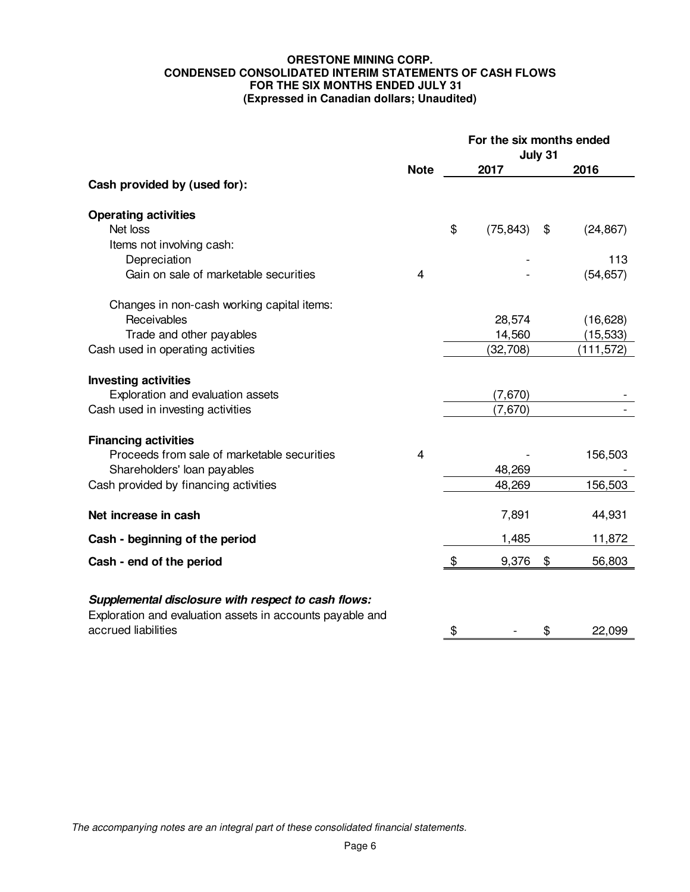**ORESTONE MINING CORP.**
**CONDENSED CONSOLIDATED INTERIM STATEMENTS OF CASH FLOWS**
**FOR THE SIX MONTHS ENDED JULY 31**
**(Expressed in Canadian dollars; Unaudited)**

| | Note | For the six months ended July 31 2017 | 2016 |
|---|---|---|---|
| **Cash provided by (used for):** | | | |
| **Operating activities** | | | |
| Net loss | | $ (75,843) | $ (24,867) |
| Items not involving cash: | | | |
| Depreciation | | - | 113 |
| Gain on sale of marketable securities | 4 | - | (54,657) |
| Changes in non-cash working capital items: | | | |
| Receivables | | 28,574 | (16,628) |
| Trade and other payables | | 14,560 | (15,533) |
| Cash used in operating activities | | (32,708) | (111,572) |
| **Investing activities** | | | |
| Exploration and evaluation assets | | (7,670) | - |
| Cash used in investing activities | | (7,670) | - |
| **Financing activities** | | | |
| Proceeds from sale of marketable securities | 4 | - | 156,503 |
| Shareholders' loan payables | | 48,269 | - |
| Cash provided by financing activities | | 48,269 | 156,503 |
| **Net increase in cash** | | 7,891 | 44,931 |
| **Cash - beginning of the period** | | 1,485 | 11,872 |
| **Cash - end of the period** | | $ 9,376 | $ 56,803 |
| ***Supplemental disclosure with respect to cash flows:*** | | | |
| Exploration and evaluation assets in accounts payable and accrued liabilities | | $ - | $ 22,099 |

*The accompanying notes are an integral part of these consolidated financial statements.*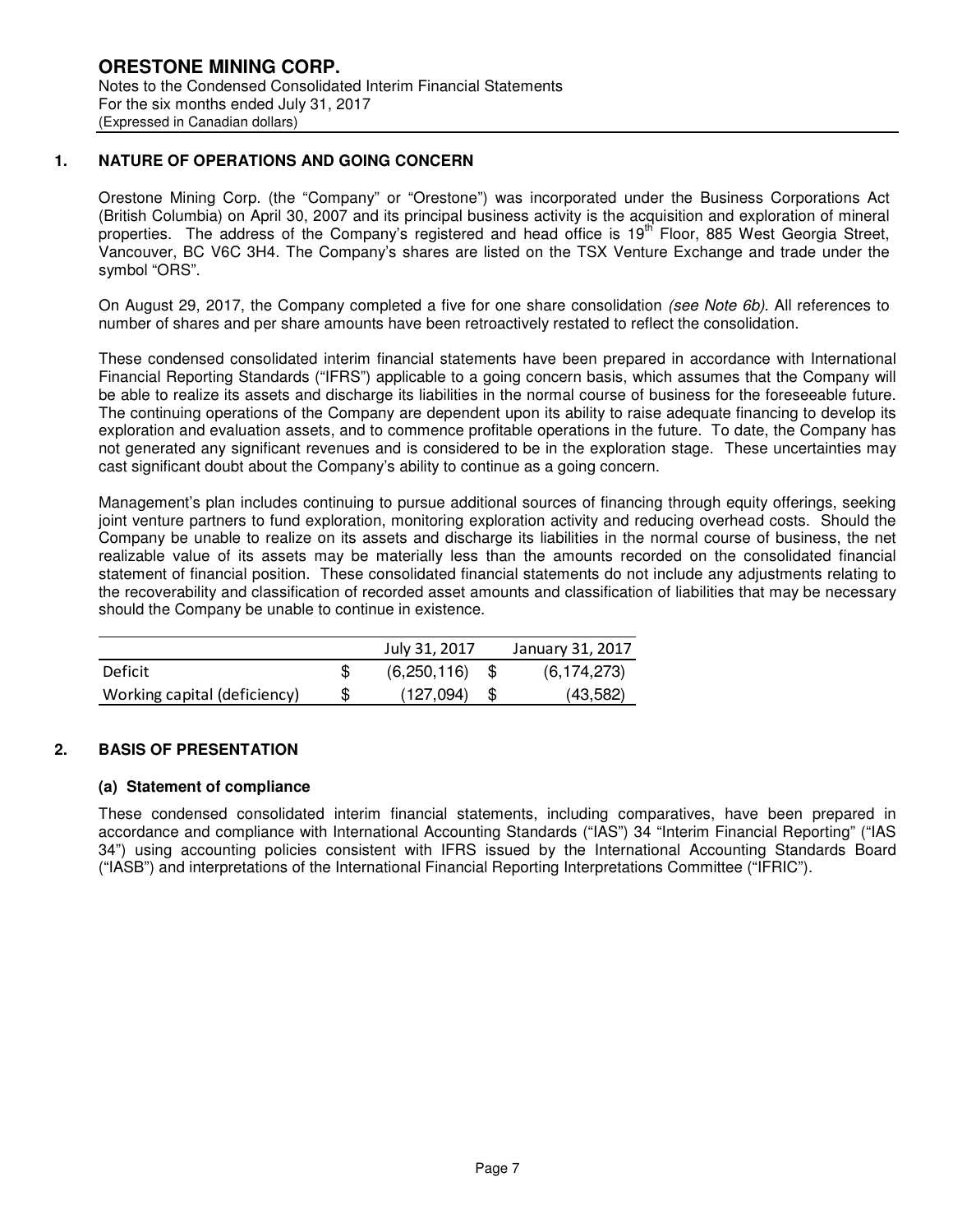**ORESTONE MINING CORP.**
Notes to the Condensed Consolidated Interim Financial Statements
For the six months ended July 31, 2017
(Expressed in Canadian dollars)

## 1. NATURE OF OPERATIONS AND GOING CONCERN

Orestone Mining Corp. (the "Company" or "Orestone") was incorporated under the Business Corporations Act (British Columbia) on April 30, 2007 and its principal business activity is the acquisition and exploration of mineral properties. The address of the Company's registered and head office is 19th Floor, 885 West Georgia Street, Vancouver, BC V6C 3H4. The Company's shares are listed on the TSX Venture Exchange and trade under the symbol "ORS".

On August 29, 2017, the Company completed a five for one share consolidation *(see Note 6b)*. All references to number of shares and per share amounts have been retroactively restated to reflect the consolidation.

These condensed consolidated interim financial statements have been prepared in accordance with International Financial Reporting Standards ("IFRS") applicable to a going concern basis, which assumes that the Company will be able to realize its assets and discharge its liabilities in the normal course of business for the foreseeable future. The continuing operations of the Company are dependent upon its ability to raise adequate financing to develop its exploration and evaluation assets, and to commence profitable operations in the future. To date, the Company has not generated any significant revenues and is considered to be in the exploration stage. These uncertainties may cast significant doubt about the Company's ability to continue as a going concern.

Management's plan includes continuing to pursue additional sources of financing through equity offerings, seeking joint venture partners to fund exploration, monitoring exploration activity and reducing overhead costs. Should the Company be unable to realize on its assets and discharge its liabilities in the normal course of business, the net realizable value of its assets may be materially less than the amounts recorded on the consolidated financial statement of financial position. These consolidated financial statements do not include any adjustments relating to the recoverability and classification of recorded asset amounts and classification of liabilities that may be necessary should the Company be unable to continue in existence.

| | | July 31, 2017 | | January 31, 2017 |
|---|---|---|---|---|
| Deficit | $ | (6,250,116) | $ | (6,174,273) |
| Working capital (deficiency) | $ | (127,094) | $ | (43,582) |

## 2. BASIS OF PRESENTATION

### (a) Statement of compliance

These condensed consolidated interim financial statements, including comparatives, have been prepared in accordance and compliance with International Accounting Standards ("IAS") 34 "Interim Financial Reporting" ("IAS 34") using accounting policies consistent with IFRS issued by the International Accounting Standards Board ("IASB") and interpretations of the International Financial Reporting Interpretations Committee ("IFRIC").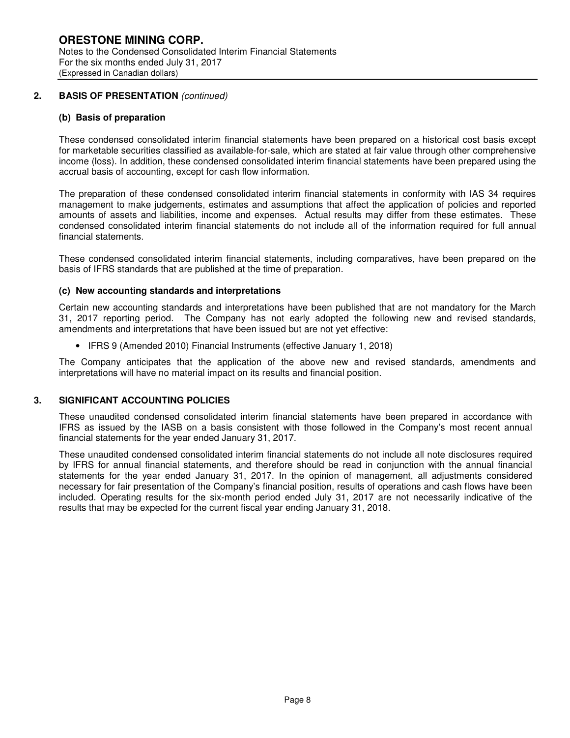## 2. BASIS OF PRESENTATION *(continued)*

### (b) Basis of preparation

These condensed consolidated interim financial statements have been prepared on a historical cost basis except for marketable securities classified as available-for-sale, which are stated at fair value through other comprehensive income (loss). In addition, these condensed consolidated interim financial statements have been prepared using the accrual basis of accounting, except for cash flow information.

The preparation of these condensed consolidated interim financial statements in conformity with IAS 34 requires management to make judgements, estimates and assumptions that affect the application of policies and reported amounts of assets and liabilities, income and expenses. Actual results may differ from these estimates. These condensed consolidated interim financial statements do not include all of the information required for full annual financial statements.

These condensed consolidated interim financial statements, including comparatives, have been prepared on the basis of IFRS standards that are published at the time of preparation.

### (c) New accounting standards and interpretations

Certain new accounting standards and interpretations have been published that are not mandatory for the March 31, 2017 reporting period. The Company has not early adopted the following new and revised standards, amendments and interpretations that have been issued but are not yet effective:

- IFRS 9 (Amended 2010) Financial Instruments (effective January 1, 2018)

The Company anticipates that the application of the above new and revised standards, amendments and interpretations will have no material impact on its results and financial position.

## 3. SIGNIFICANT ACCOUNTING POLICIES

These unaudited condensed consolidated interim financial statements have been prepared in accordance with IFRS as issued by the IASB on a basis consistent with those followed in the Company's most recent annual financial statements for the year ended January 31, 2017.

These unaudited condensed consolidated interim financial statements do not include all note disclosures required by IFRS for annual financial statements, and therefore should be read in conjunction with the annual financial statements for the year ended January 31, 2017. In the opinion of management, all adjustments considered necessary for fair presentation of the Company's financial position, results of operations and cash flows have been included. Operating results for the six-month period ended July 31, 2017 are not necessarily indicative of the results that may be expected for the current fiscal year ending January 31, 2018.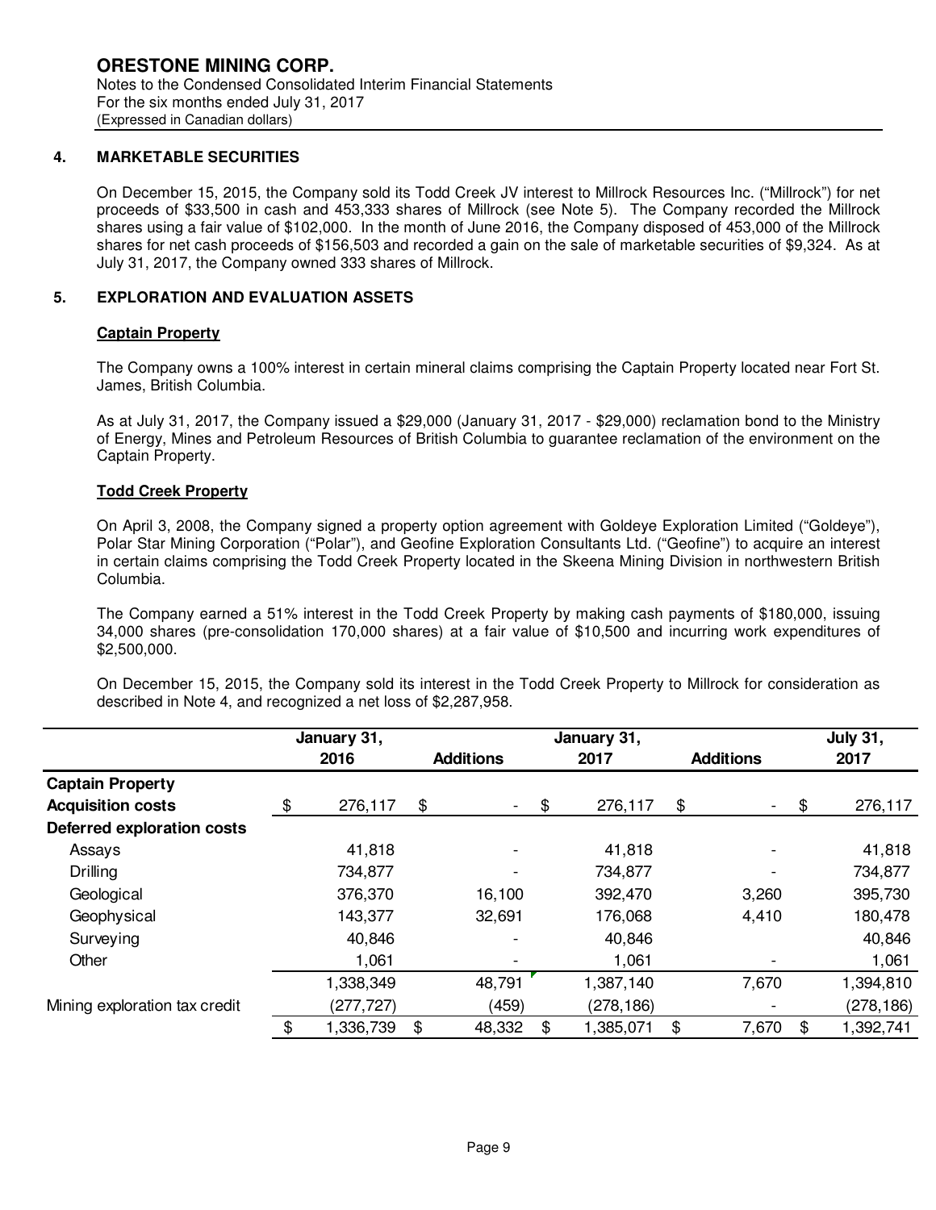**ORESTONE MINING CORP.**
Notes to the Condensed Consolidated Interim Financial Statements
For the six months ended July 31, 2017
(Expressed in Canadian dollars)

## 4. MARKETABLE SECURITIES

On December 15, 2015, the Company sold its Todd Creek JV interest to Millrock Resources Inc. ("Millrock") for net proceeds of $33,500 in cash and 453,333 shares of Millrock (see Note 5). The Company recorded the Millrock shares using a fair value of $102,000. In the month of June 2016, the Company disposed of 453,000 of the Millrock shares for net cash proceeds of $156,503 and recorded a gain on the sale of marketable securities of $9,324. As at July 31, 2017, the Company owned 333 shares of Millrock.

## 5. EXPLORATION AND EVALUATION ASSETS

### Captain Property

The Company owns a 100% interest in certain mineral claims comprising the Captain Property located near Fort St. James, British Columbia.

As at July 31, 2017, the Company issued a $29,000 (January 31, 2017 - $29,000) reclamation bond to the Ministry of Energy, Mines and Petroleum Resources of British Columbia to guarantee reclamation of the environment on the Captain Property.

### Todd Creek Property

On April 3, 2008, the Company signed a property option agreement with Goldeye Exploration Limited ("Goldeye"), Polar Star Mining Corporation ("Polar"), and Geofine Exploration Consultants Ltd. ("Geofine") to acquire an interest in certain claims comprising the Todd Creek Property located in the Skeena Mining Division in northwestern British Columbia.

The Company earned a 51% interest in the Todd Creek Property by making cash payments of $180,000, issuing 34,000 shares (pre-consolidation 170,000 shares) at a fair value of $10,500 and incurring work expenditures of $2,500,000.

On December 15, 2015, the Company sold its interest in the Todd Creek Property to Millrock for consideration as described in Note 4, and recognized a net loss of $2,287,958.

| | January 31, 2016 | Additions | January 31, 2017 | Additions | July 31, 2017 |
|---|---|---|---|---|---|
| **Captain Property** | | | | | |
| **Acquisition costs** | $ 276,117 | $ - | $ 276,117 | $ - | $ 276,117 |
| **Deferred exploration costs** | | | | | |
| Assays | 41,818 | - | 41,818 | - | 41,818 |
| Drilling | 734,877 | - | 734,877 | - | 734,877 |
| Geological | 376,370 | 16,100 | 392,470 | 3,260 | 395,730 |
| Geophysical | 143,377 | 32,691 | 176,068 | 4,410 | 180,478 |
| Surveying | 40,846 | - | 40,846 | | 40,846 |
| Other | 1,061 | - | 1,061 | - | 1,061 |
| | 1,338,349 | 48,791 | 1,387,140 | 7,670 | 1,394,810 |
| Mining exploration tax credit | (277,727) | (459) | (278,186) | - | (278,186) |
| | $ 1,336,739 | $ 48,332 | $ 1,385,071 | $ 7,670 | $ 1,392,741 |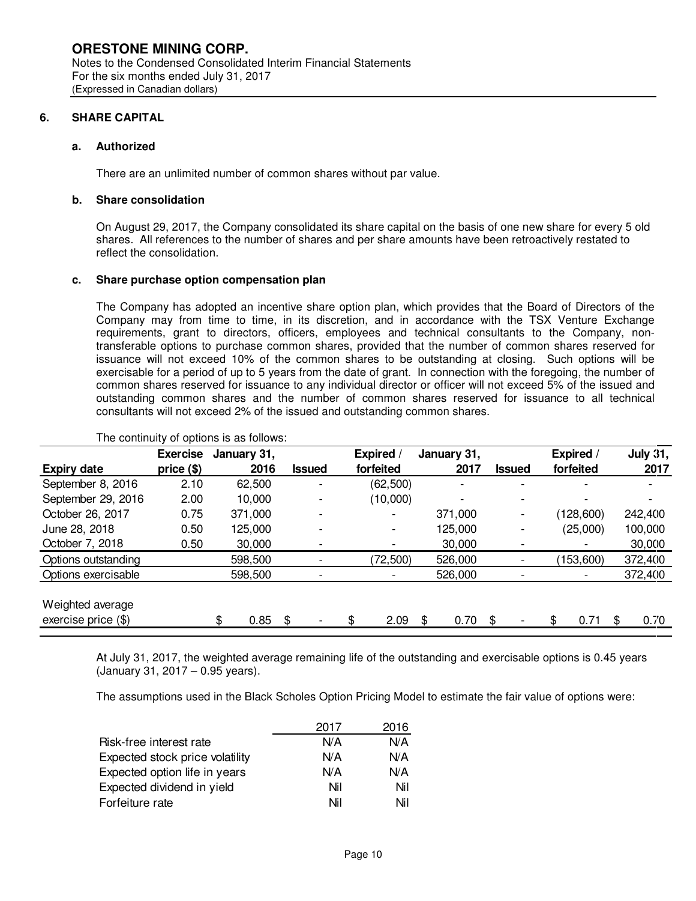ORESTONE MINING CORP.
Notes to the Condensed Consolidated Interim Financial Statements
For the six months ended July 31, 2017
(Expressed in Canadian dollars)

## 6. SHARE CAPITAL

### a. Authorized

There are an unlimited number of common shares without par value.

### b. Share consolidation

On August 29, 2017, the Company consolidated its share capital on the basis of one new share for every 5 old shares. All references to the number of shares and per share amounts have been retroactively restated to reflect the consolidation.

### c. Share purchase option compensation plan

The Company has adopted an incentive share option plan, which provides that the Board of Directors of the Company may from time to time, in its discretion, and in accordance with the TSX Venture Exchange requirements, grant to directors, officers, employees and technical consultants to the Company, non-transferable options to purchase common shares, provided that the number of common shares reserved for issuance will not exceed 10% of the common shares to be outstanding at closing. Such options will be exercisable for a period of up to 5 years from the date of grant. In connection with the foregoing, the number of common shares reserved for issuance to any individual director or officer will not exceed 5% of the issued and outstanding common shares and the number of common shares reserved for issuance to all technical consultants will not exceed 2% of the issued and outstanding common shares.

The continuity of options is as follows:

| Expiry date | Exercise price ($) | January 31, 2016 | Issued | Expired / forfeited | January 31, 2017 | Issued | Expired / forfeited | July 31, 2017 |
|---|---|---|---|---|---|---|---|---|
| September 8, 2016 | 2.10 | 62,500 | - | (62,500) | - | - | - | - |
| September 29, 2016 | 2.00 | 10,000 | - | (10,000) | - | - | - | - |
| October 26, 2017 | 0.75 | 371,000 | - | - | 371,000 | - | (128,600) | 242,400 |
| June 28, 2018 | 0.50 | 125,000 | - | - | 125,000 | - | (25,000) | 100,000 |
| October 7, 2018 | 0.50 | 30,000 | - | - | 30,000 | - | - | 30,000 |
| Options outstanding | | 598,500 | - | (72,500) | 526,000 | - | (153,600) | 372,400 |
| Options exercisable | | 598,500 | - | - | 526,000 | - | - | 372,400 |
| Weighted average exercise price ($) | | $ 0.85 | $ - | $ 2.09 | $ 0.70 | $ - | $ 0.71 | $ 0.70 |

At July 31, 2017, the weighted average remaining life of the outstanding and exercisable options is 0.45 years (January 31, 2017 – 0.95 years).

The assumptions used in the Black Scholes Option Pricing Model to estimate the fair value of options were:

| | 2017 | 2016 |
|---|---|---|
| Risk-free interest rate | N/A | N/A |
| Expected stock price volatility | N/A | N/A |
| Expected option life in years | N/A | N/A |
| Expected dividend in yield | Nil | Nil |
| Forfeiture rate | Nil | Nil |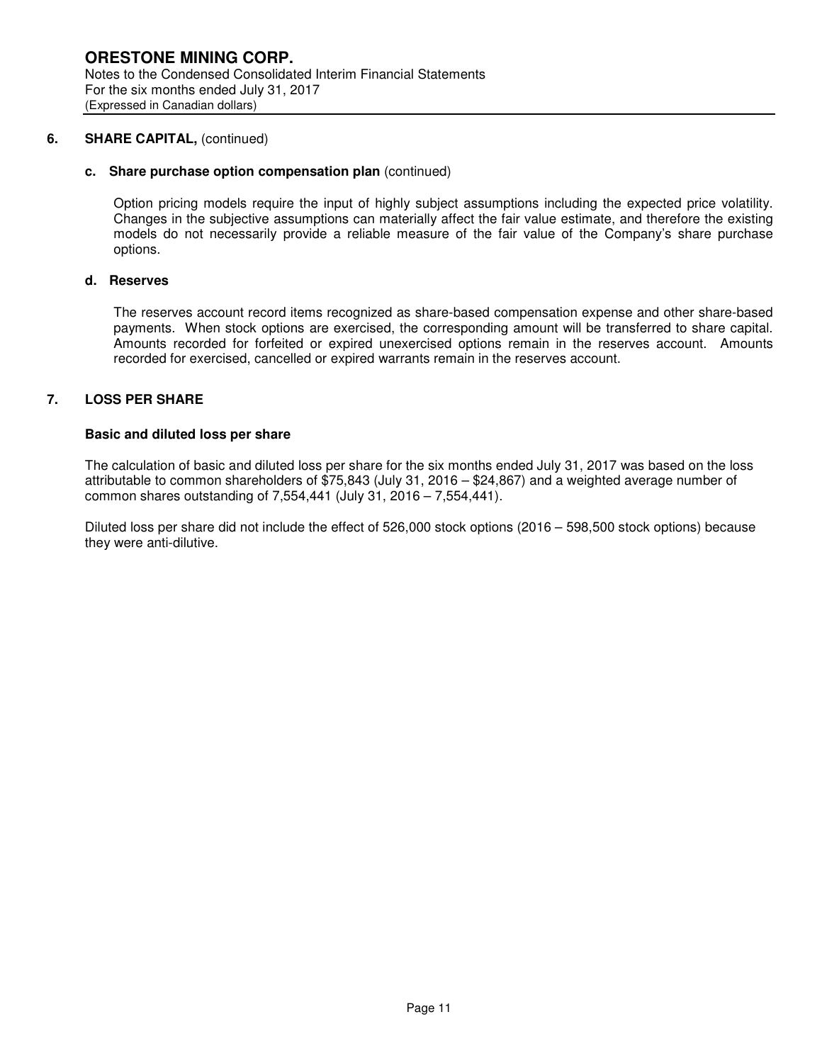## 6. SHARE CAPITAL, (continued)

### c. Share purchase option compensation plan (continued)

Option pricing models require the input of highly subject assumptions including the expected price volatility. Changes in the subjective assumptions can materially affect the fair value estimate, and therefore the existing models do not necessarily provide a reliable measure of the fair value of the Company's share purchase options.

### d. Reserves

The reserves account record items recognized as share-based compensation expense and other share-based payments. When stock options are exercised, the corresponding amount will be transferred to share capital. Amounts recorded for forfeited or expired unexercised options remain in the reserves account. Amounts recorded for exercised, cancelled or expired warrants remain in the reserves account.

## 7. LOSS PER SHARE

### Basic and diluted loss per share

The calculation of basic and diluted loss per share for the six months ended July 31, 2017 was based on the loss attributable to common shareholders of $75,843 (July 31, 2016 – $24,867) and a weighted average number of common shares outstanding of 7,554,441 (July 31, 2016 – 7,554,441).

Diluted loss per share did not include the effect of 526,000 stock options (2016 – 598,500 stock options) because they were anti-dilutive.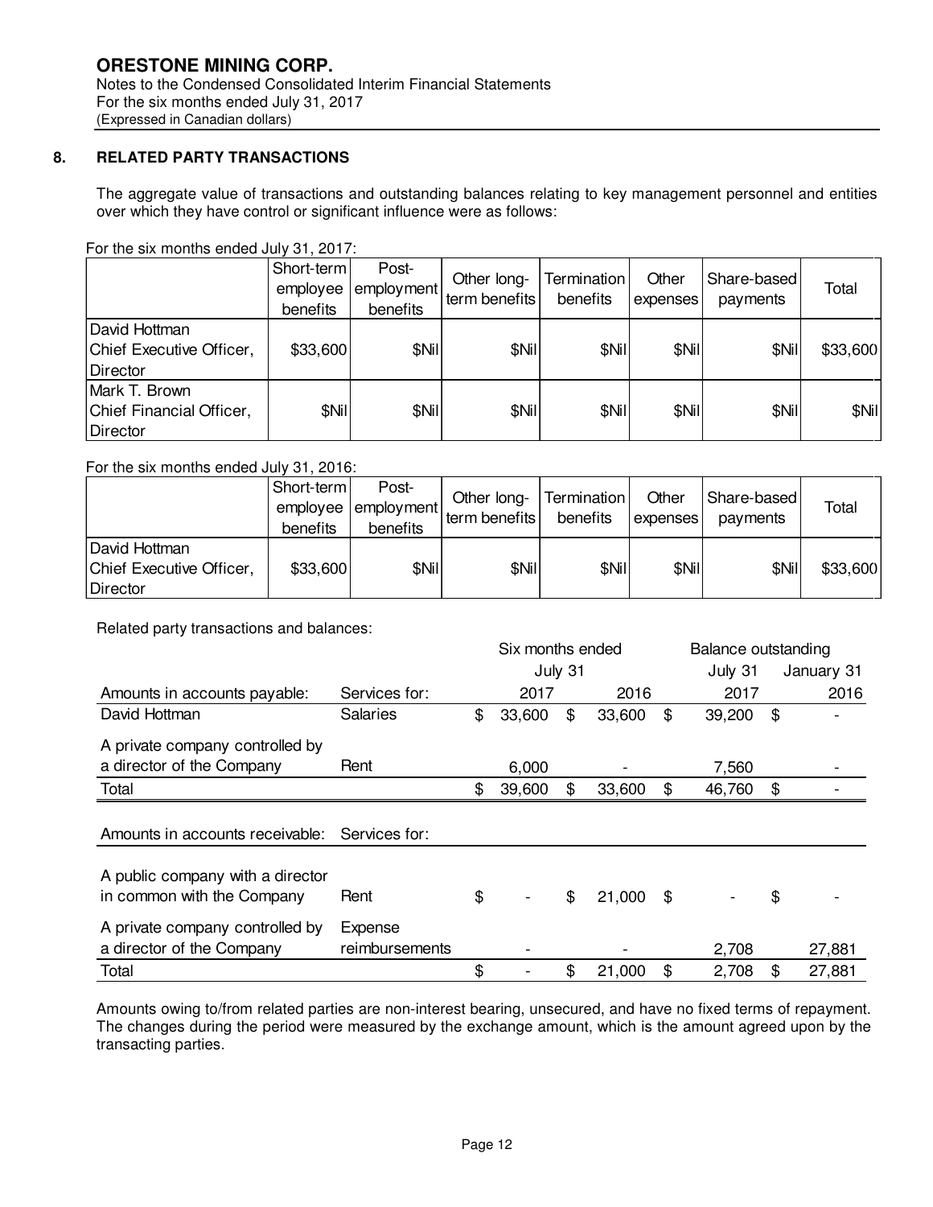**ORESTONE MINING CORP.**
Notes to the Condensed Consolidated Interim Financial Statements
For the six months ended July 31, 2017
(Expressed in Canadian dollars)

## 8. RELATED PARTY TRANSACTIONS

The aggregate value of transactions and outstanding balances relating to key management personnel and entities over which they have control or significant influence were as follows:

For the six months ended July 31, 2017:

| | Short-term employee benefits | Post-employment benefits | Other long-term benefits | Termination benefits | Other expenses | Share-based payments | Total |
|---|---|---|---|---|---|---|---|
| David Hottman Chief Executive Officer, Director | $33,600 | $Nil | $Nil | $Nil | $Nil | $Nil | $33,600 |
| Mark T. Brown Chief Financial Officer, Director | $Nil | $Nil | $Nil | $Nil | $Nil | $Nil | $Nil |

For the six months ended July 31, 2016:

| | Short-term employee benefits | Post-employment benefits | Other long-term benefits | Termination benefits | Other expenses | Share-based payments | Total |
|---|---|---|---|---|---|---|---|
| David Hottman Chief Executive Officer, Director | $33,600 | $Nil | $Nil | $Nil | $Nil | $Nil | $33,600 |

Related party transactions and balances:

| | | Six months ended July 31 | | Balance outstanding | |
|---|---|---|---|---|---|
| **Amounts in accounts payable:** | **Services for:** | **2017** | **2016** | **July 31 2017** | **January 31 2016** |
| David Hottman | Salaries | $ 33,600 | $ 33,600 | $ 39,200 | $ - |
| A private company controlled by a director of the Company | Rent | 6,000 | - | 7,560 | - |
| Total | | $ 39,600 | $ 33,600 | $ 46,760 | $ - |
| **Amounts in accounts receivable:** | **Services for:** | | | | |
| A public company with a director in common with the Company | Rent | $ - | $ 21,000 | $ - | $ - |
| A private company controlled by a director of the Company | Expense reimbursements | - | - | 2,708 | 27,881 |
| Total | | $ - | $ 21,000 | $ 2,708 | $ 27,881 |

Amounts owing to/from related parties are non-interest bearing, unsecured, and have no fixed terms of repayment. The changes during the period were measured by the exchange amount, which is the amount agreed upon by the transacting parties.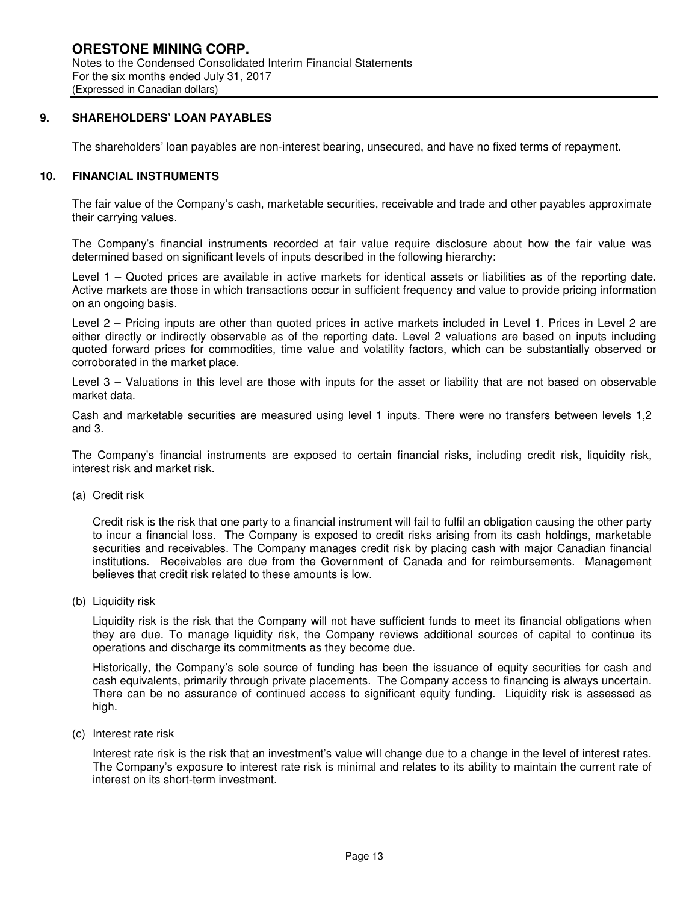## 9. SHAREHOLDERS' LOAN PAYABLES

The shareholders' loan payables are non-interest bearing, unsecured, and have no fixed terms of repayment.

## 10. FINANCIAL INSTRUMENTS

The fair value of the Company's cash, marketable securities, receivable and trade and other payables approximate their carrying values.

The Company's financial instruments recorded at fair value require disclosure about how the fair value was determined based on significant levels of inputs described in the following hierarchy:

Level 1 – Quoted prices are available in active markets for identical assets or liabilities as of the reporting date. Active markets are those in which transactions occur in sufficient frequency and value to provide pricing information on an ongoing basis.

Level 2 – Pricing inputs are other than quoted prices in active markets included in Level 1. Prices in Level 2 are either directly or indirectly observable as of the reporting date. Level 2 valuations are based on inputs including quoted forward prices for commodities, time value and volatility factors, which can be substantially observed or corroborated in the market place.

Level 3 – Valuations in this level are those with inputs for the asset or liability that are not based on observable market data.

Cash and marketable securities are measured using level 1 inputs. There were no transfers between levels 1,2 and 3.

The Company's financial instruments are exposed to certain financial risks, including credit risk, liquidity risk, interest risk and market risk.

(a) Credit risk

Credit risk is the risk that one party to a financial instrument will fail to fulfil an obligation causing the other party to incur a financial loss. The Company is exposed to credit risks arising from its cash holdings, marketable securities and receivables. The Company manages credit risk by placing cash with major Canadian financial institutions. Receivables are due from the Government of Canada and for reimbursements. Management believes that credit risk related to these amounts is low.

(b) Liquidity risk

Liquidity risk is the risk that the Company will not have sufficient funds to meet its financial obligations when they are due. To manage liquidity risk, the Company reviews additional sources of capital to continue its operations and discharge its commitments as they become due.

Historically, the Company's sole source of funding has been the issuance of equity securities for cash and cash equivalents, primarily through private placements. The Company access to financing is always uncertain. There can be no assurance of continued access to significant equity funding. Liquidity risk is assessed as high.

(c) Interest rate risk

Interest rate risk is the risk that an investment's value will change due to a change in the level of interest rates. The Company's exposure to interest rate risk is minimal and relates to its ability to maintain the current rate of interest on its short-term investment.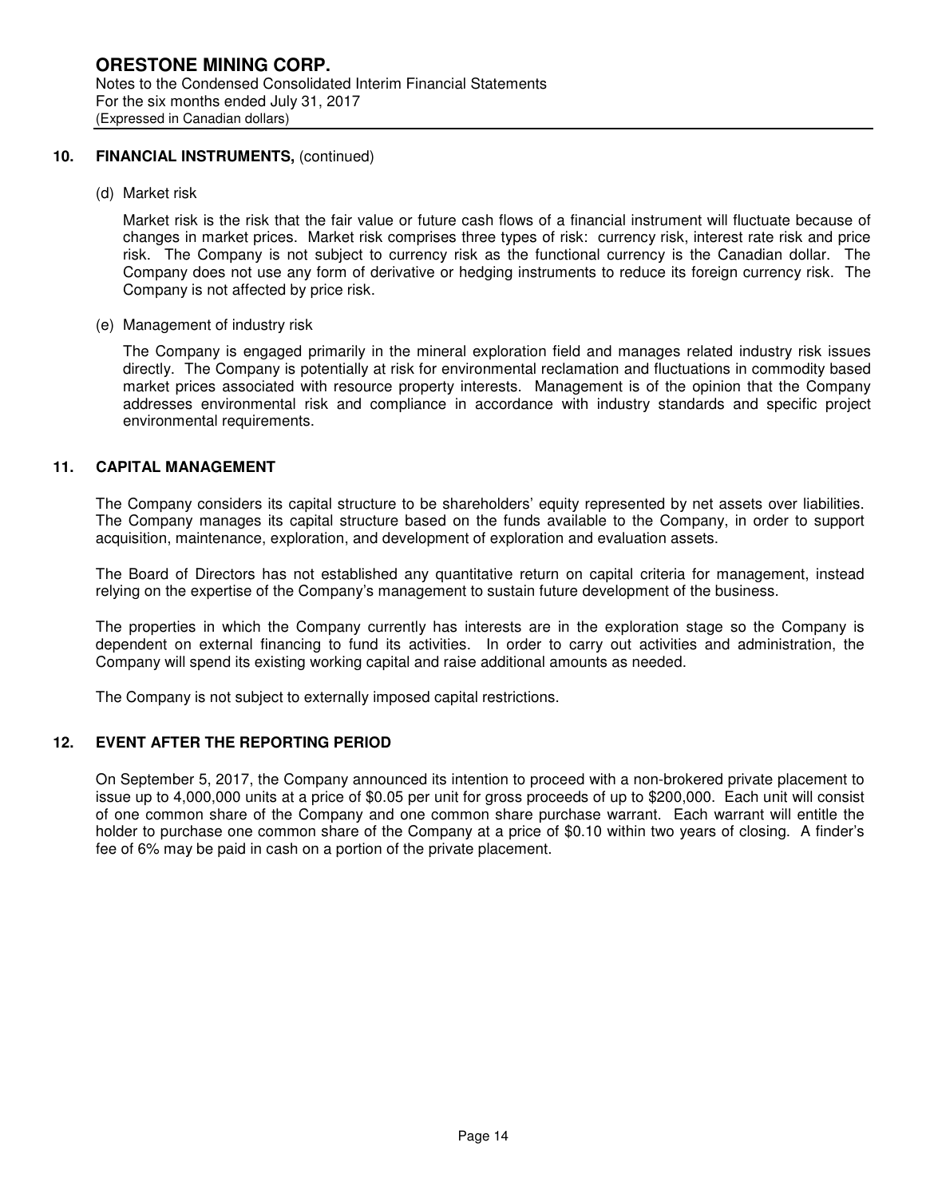## 10. FINANCIAL INSTRUMENTS, (continued)

(d) Market risk

Market risk is the risk that the fair value or future cash flows of a financial instrument will fluctuate because of changes in market prices. Market risk comprises three types of risk: currency risk, interest rate risk and price risk. The Company is not subject to currency risk as the functional currency is the Canadian dollar. The Company does not use any form of derivative or hedging instruments to reduce its foreign currency risk. The Company is not affected by price risk.

(e) Management of industry risk

The Company is engaged primarily in the mineral exploration field and manages related industry risk issues directly. The Company is potentially at risk for environmental reclamation and fluctuations in commodity based market prices associated with resource property interests. Management is of the opinion that the Company addresses environmental risk and compliance in accordance with industry standards and specific project environmental requirements.

## 11. CAPITAL MANAGEMENT

The Company considers its capital structure to be shareholders' equity represented by net assets over liabilities. The Company manages its capital structure based on the funds available to the Company, in order to support acquisition, maintenance, exploration, and development of exploration and evaluation assets.

The Board of Directors has not established any quantitative return on capital criteria for management, instead relying on the expertise of the Company's management to sustain future development of the business.

The properties in which the Company currently has interests are in the exploration stage so the Company is dependent on external financing to fund its activities. In order to carry out activities and administration, the Company will spend its existing working capital and raise additional amounts as needed.

The Company is not subject to externally imposed capital restrictions.

## 12. EVENT AFTER THE REPORTING PERIOD

On September 5, 2017, the Company announced its intention to proceed with a non-brokered private placement to issue up to 4,000,000 units at a price of $0.05 per unit for gross proceeds of up to $200,000. Each unit will consist of one common share of the Company and one common share purchase warrant. Each warrant will entitle the holder to purchase one common share of the Company at a price of $0.10 within two years of closing. A finder's fee of 6% may be paid in cash on a portion of the private placement.